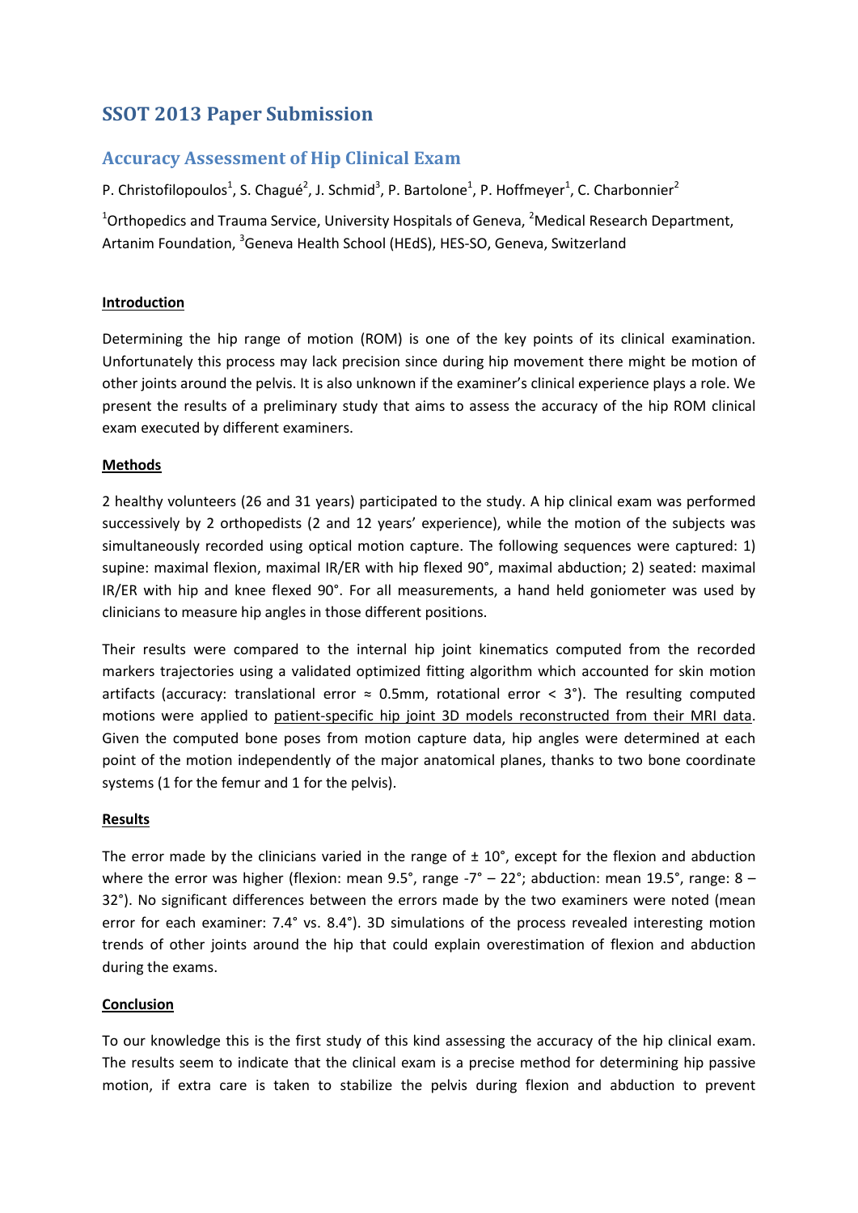# SSOT 2013 Paper Submission

## Accuracy Assessment of Hip Clinical Exam

P. Christofilopoulos[1], S. Chagué[2], J. Schmid[3], P. Bartolone[1], P. Hoffmeyer[1], C. Charbonnier[2]

[1]Orthopedics and Trauma Service, University Hospitals of Geneva, [2]Medical Research Department, Artanim Foundation, [3]Geneva Health School (HEdS), HES-SO, Geneva, Switzerland

**Introduction**

Determining the hip range of motion (ROM) is one of the key points of its clinical examination. Unfortunately this process may lack precision since during hip movement there might be motion of other joints around the pelvis. It is also unknown if the examiner's clinical experience plays a role. We present the results of a preliminary study that aims to assess the accuracy of the hip ROM clinical exam executed by different examiners.

**Methods**

2 healthy volunteers (26 and 31 years) participated to the study. A hip clinical exam was performed successively by 2 orthopedists (2 and 12 years' experience), while the motion of the subjects was simultaneously recorded using optical motion capture. The following sequences were captured: 1) supine: maximal flexion, maximal IR/ER with hip flexed 90°, maximal abduction; 2) seated: maximal IR/ER with hip and knee flexed 90°. For all measurements, a hand held goniometer was used by clinicians to measure hip angles in those different positions.

Their results were compared to the internal hip joint kinematics computed from the recorded markers trajectories using a validated optimized fitting algorithm which accounted for skin motion artifacts (accuracy: translational error ≈ 0.5mm, rotational error < 3°). The resulting computed motions were applied to patient-specific hip joint 3D models reconstructed from their MRI data. Given the computed bone poses from motion capture data, hip angles were determined at each point of the motion independently of the major anatomical planes, thanks to two bone coordinate systems (1 for the femur and 1 for the pelvis).

**Results**

The error made by the clinicians varied in the range of ± 10°, except for the flexion and abduction where the error was higher (flexion: mean 9.5°, range -7° – 22°; abduction: mean 19.5°, range: 8 – 32°). No significant differences between the errors made by the two examiners were noted (mean error for each examiner: 7.4° vs. 8.4°). 3D simulations of the process revealed interesting motion trends of other joints around the hip that could explain overestimation of flexion and abduction during the exams.

**Conclusion**

To our knowledge this is the first study of this kind assessing the accuracy of the hip clinical exam. The results seem to indicate that the clinical exam is a precise method for determining hip passive motion, if extra care is taken to stabilize the pelvis during flexion and abduction to prevent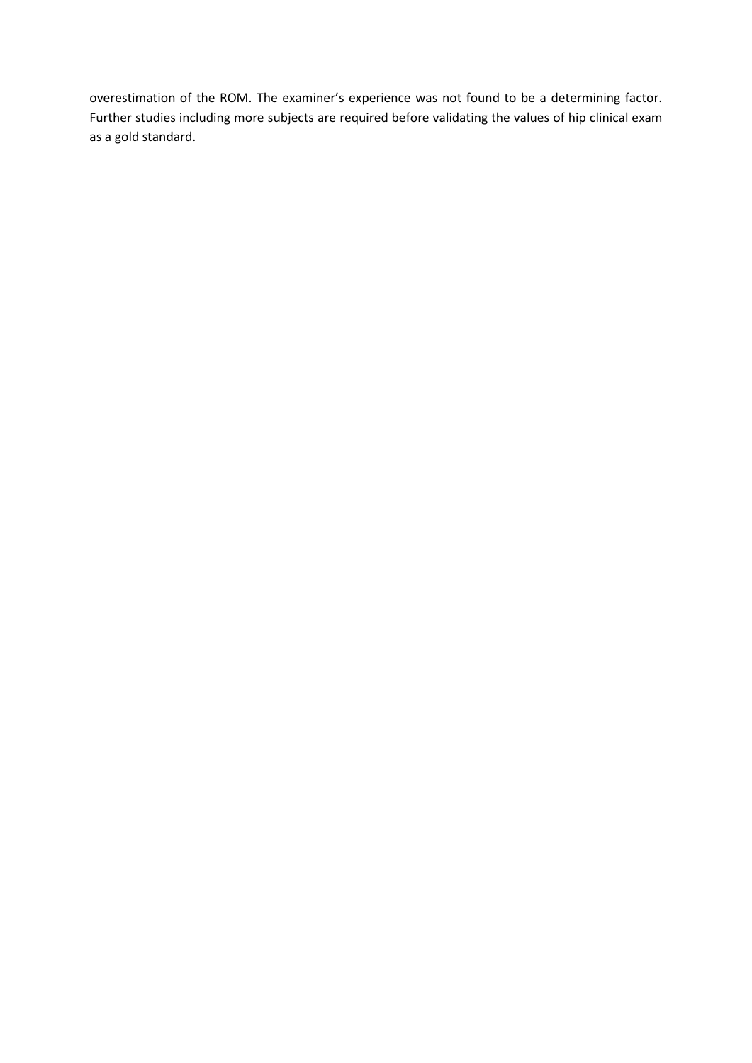overestimation of the ROM. The examiner's experience was not found to be a determining factor. Further studies including more subjects are required before validating the values of hip clinical exam as a gold standard.